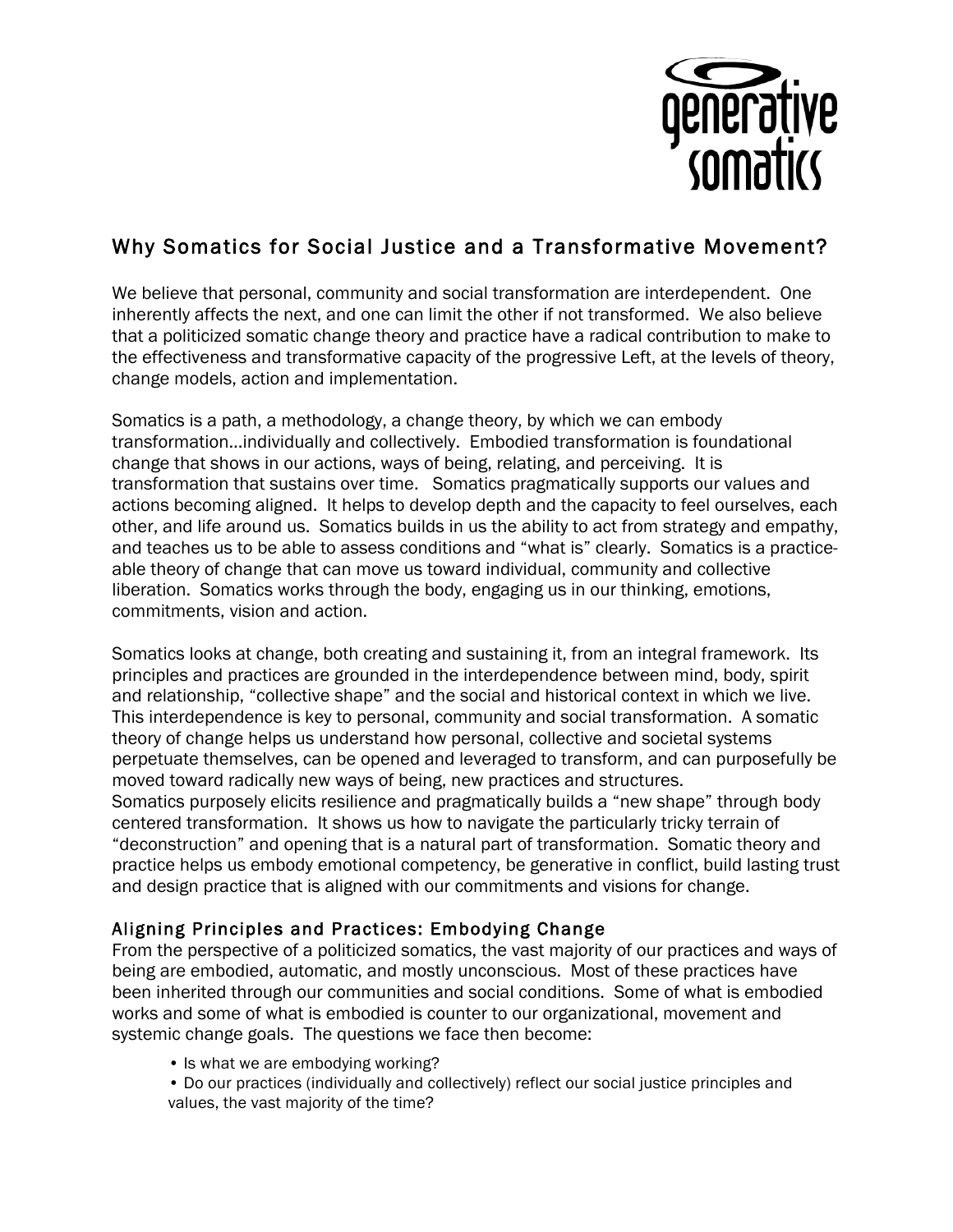generative somatics

# Why Somatics for Social Justice and a Transformative Movement?

We believe that personal, community and social transformation are interdependent. One inherently affects the next, and one can limit the other if not transformed. We also believe that a politicized somatic change theory and practice have a radical contribution to make to the effectiveness and transformative capacity of the progressive Left, at the levels of theory, change models, action and implementation.

Somatics is a path, a methodology, a change theory, by which we can embody transformation…individually and collectively. Embodied transformation is foundational change that shows in our actions, ways of being, relating, and perceiving. It is transformation that sustains over time. Somatics pragmatically supports our values and actions becoming aligned. It helps to develop depth and the capacity to feel ourselves, each other, and life around us. Somatics builds in us the ability to act from strategy and empathy, and teaches us to be able to assess conditions and "what is" clearly. Somatics is a practice-able theory of change that can move us toward individual, community and collective liberation. Somatics works through the body, engaging us in our thinking, emotions, commitments, vision and action.

Somatics looks at change, both creating and sustaining it, from an integral framework. Its principles and practices are grounded in the interdependence between mind, body, spirit and relationship, "collective shape" and the social and historical context in which we live. This interdependence is key to personal, community and social transformation. A somatic theory of change helps us understand how personal, collective and societal systems perpetuate themselves, can be opened and leveraged to transform, and can purposefully be moved toward radically new ways of being, new practices and structures.
Somatics purposely elicits resilience and pragmatically builds a "new shape" through body centered transformation. It shows us how to navigate the particularly tricky terrain of "deconstruction" and opening that is a natural part of transformation. Somatic theory and practice helps us embody emotional competency, be generative in conflict, build lasting trust and design practice that is aligned with our commitments and visions for change.

## Aligning Principles and Practices: Embodying Change

From the perspective of a politicized somatics, the vast majority of our practices and ways of being are embodied, automatic, and mostly unconscious. Most of these practices have been inherited through our communities and social conditions. Some of what is embodied works and some of what is embodied is counter to our organizational, movement and systemic change goals. The questions we face then become:

- Is what we are embodying working?
- Do our practices (individually and collectively) reflect our social justice principles and values, the vast majority of the time?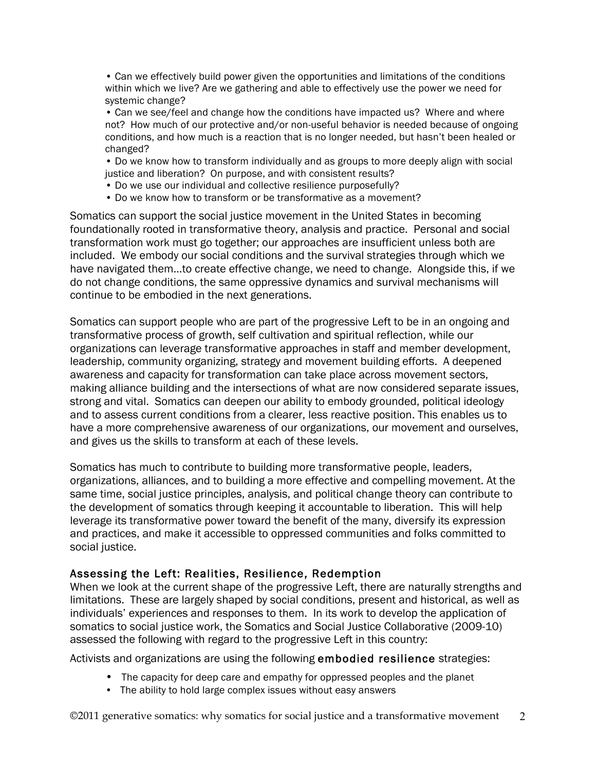- Can we effectively build power given the opportunities and limitations of the conditions within which we live? Are we gathering and able to effectively use the power we need for systemic change?
- Can we see/feel and change how the conditions have impacted us? Where and where not? How much of our protective and/or non-useful behavior is needed because of ongoing conditions, and how much is a reaction that is no longer needed, but hasn't been healed or changed?
- Do we know how to transform individually and as groups to more deeply align with social justice and liberation? On purpose, and with consistent results?
- Do we use our individual and collective resilience purposefully?
- Do we know how to transform or be transformative as a movement?

Somatics can support the social justice movement in the United States in becoming foundationally rooted in transformative theory, analysis and practice. Personal and social transformation work must go together; our approaches are insufficient unless both are included. We embody our social conditions and the survival strategies through which we have navigated them…to create effective change, we need to change. Alongside this, if we do not change conditions, the same oppressive dynamics and survival mechanisms will continue to be embodied in the next generations.

Somatics can support people who are part of the progressive Left to be in an ongoing and transformative process of growth, self cultivation and spiritual reflection, while our organizations can leverage transformative approaches in staff and member development, leadership, community organizing, strategy and movement building efforts. A deepened awareness and capacity for transformation can take place across movement sectors, making alliance building and the intersections of what are now considered separate issues, strong and vital. Somatics can deepen our ability to embody grounded, political ideology and to assess current conditions from a clearer, less reactive position. This enables us to have a more comprehensive awareness of our organizations, our movement and ourselves, and gives us the skills to transform at each of these levels.

Somatics has much to contribute to building more transformative people, leaders, organizations, alliances, and to building a more effective and compelling movement. At the same time, social justice principles, analysis, and political change theory can contribute to the development of somatics through keeping it accountable to liberation. This will help leverage its transformative power toward the benefit of the many, diversify its expression and practices, and make it accessible to oppressed communities and folks committed to social justice.

### Assessing the Left: Realities, Resilience, Redemption

When we look at the current shape of the progressive Left, there are naturally strengths and limitations. These are largely shaped by social conditions, present and historical, as well as individuals' experiences and responses to them. In its work to develop the application of somatics to social justice work, the Somatics and Social Justice Collaborative (2009-10) assessed the following with regard to the progressive Left in this country:

Activists and organizations are using the following **embodied resilience** strategies:

- The capacity for deep care and empathy for oppressed peoples and the planet
- The ability to hold large complex issues without easy answers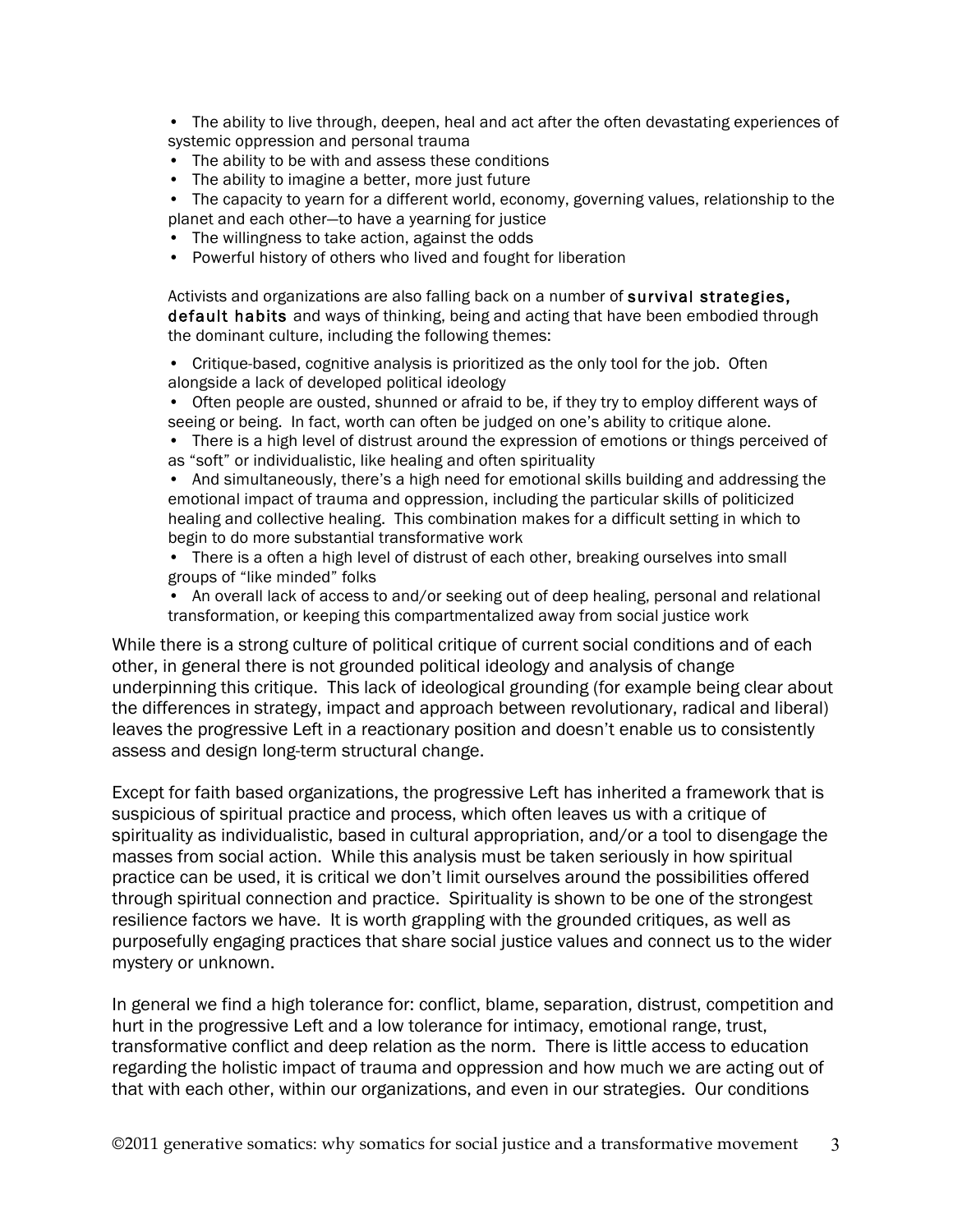- The ability to live through, deepen, heal and act after the often devastating experiences of systemic oppression and personal trauma
- The ability to be with and assess these conditions
- The ability to imagine a better, more just future
- The capacity to yearn for a different world, economy, governing values, relationship to the planet and each other—to have a yearning for justice
- The willingness to take action, against the odds
- Powerful history of others who lived and fought for liberation

Activists and organizations are also falling back on a number of **survival strategies, default habits** and ways of thinking, being and acting that have been embodied through the dominant culture, including the following themes:

- Critique-based, cognitive analysis is prioritized as the only tool for the job. Often alongside a lack of developed political ideology
- Often people are ousted, shunned or afraid to be, if they try to employ different ways of seeing or being. In fact, worth can often be judged on one's ability to critique alone.
- There is a high level of distrust around the expression of emotions or things perceived of as "soft" or individualistic, like healing and often spirituality
- And simultaneously, there's a high need for emotional skills building and addressing the emotional impact of trauma and oppression, including the particular skills of politicized healing and collective healing. This combination makes for a difficult setting in which to begin to do more substantial transformative work
- There is a often a high level of distrust of each other, breaking ourselves into small groups of "like minded" folks
- An overall lack of access to and/or seeking out of deep healing, personal and relational transformation, or keeping this compartmentalized away from social justice work

While there is a strong culture of political critique of current social conditions and of each other, in general there is not grounded political ideology and analysis of change underpinning this critique. This lack of ideological grounding (for example being clear about the differences in strategy, impact and approach between revolutionary, radical and liberal) leaves the progressive Left in a reactionary position and doesn't enable us to consistently assess and design long-term structural change.

Except for faith based organizations, the progressive Left has inherited a framework that is suspicious of spiritual practice and process, which often leaves us with a critique of spirituality as individualistic, based in cultural appropriation, and/or a tool to disengage the masses from social action. While this analysis must be taken seriously in how spiritual practice can be used, it is critical we don't limit ourselves around the possibilities offered through spiritual connection and practice. Spirituality is shown to be one of the strongest resilience factors we have. It is worth grappling with the grounded critiques, as well as purposefully engaging practices that share social justice values and connect us to the wider mystery or unknown.

In general we find a high tolerance for: conflict, blame, separation, distrust, competition and hurt in the progressive Left and a low tolerance for intimacy, emotional range, trust, transformative conflict and deep relation as the norm. There is little access to education regarding the holistic impact of trauma and oppression and how much we are acting out of that with each other, within our organizations, and even in our strategies. Our conditions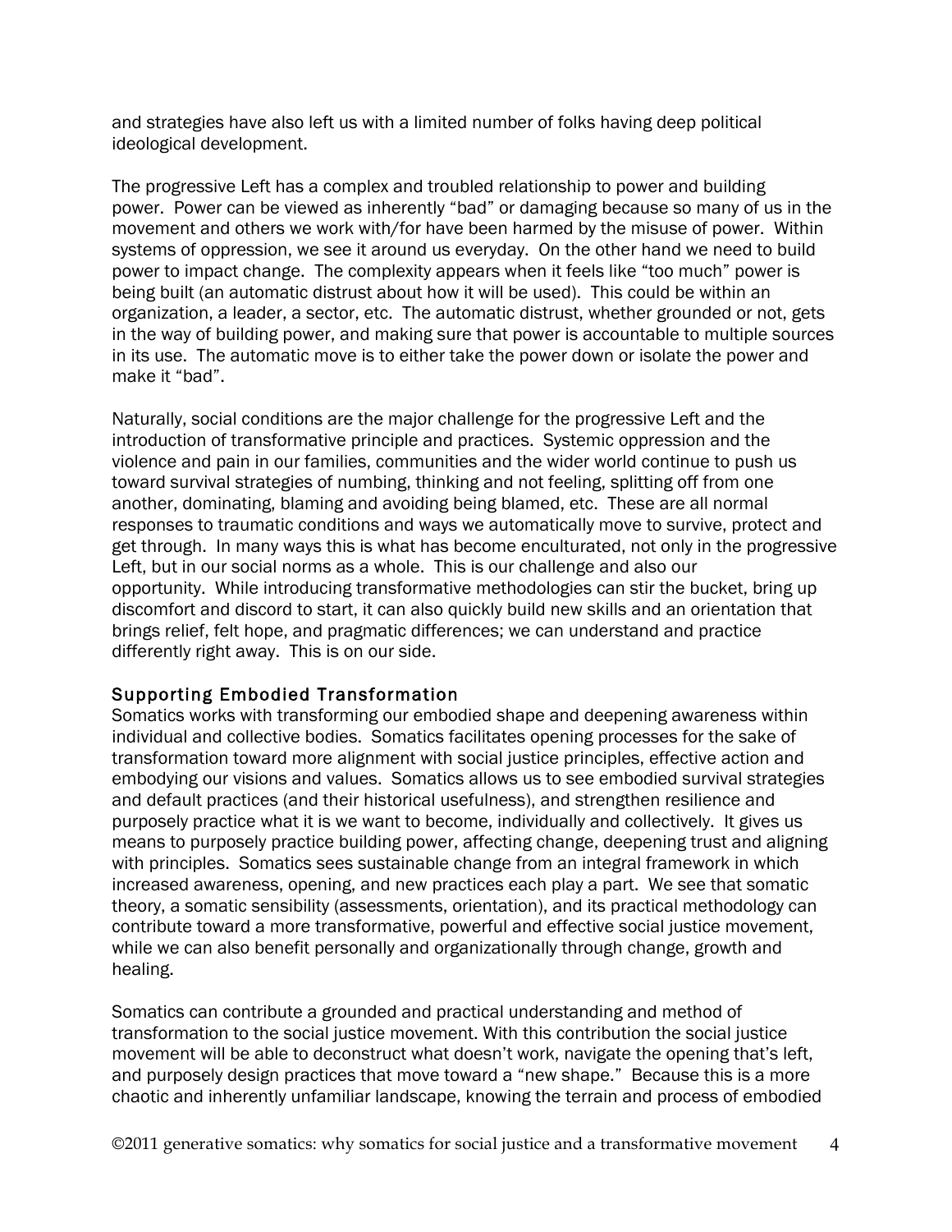and strategies have also left us with a limited number of folks having deep political ideological development.

The progressive Left has a complex and troubled relationship to power and building power. Power can be viewed as inherently "bad" or damaging because so many of us in the movement and others we work with/for have been harmed by the misuse of power. Within systems of oppression, we see it around us everyday. On the other hand we need to build power to impact change. The complexity appears when it feels like "too much" power is being built (an automatic distrust about how it will be used). This could be within an organization, a leader, a sector, etc. The automatic distrust, whether grounded or not, gets in the way of building power, and making sure that power is accountable to multiple sources in its use. The automatic move is to either take the power down or isolate the power and make it "bad".

Naturally, social conditions are the major challenge for the progressive Left and the introduction of transformative principle and practices. Systemic oppression and the violence and pain in our families, communities and the wider world continue to push us toward survival strategies of numbing, thinking and not feeling, splitting off from one another, dominating, blaming and avoiding being blamed, etc. These are all normal responses to traumatic conditions and ways we automatically move to survive, protect and get through. In many ways this is what has become enculturated, not only in the progressive Left, but in our social norms as a whole. This is our challenge and also our opportunity. While introducing transformative methodologies can stir the bucket, bring up discomfort and discord to start, it can also quickly build new skills and an orientation that brings relief, felt hope, and pragmatic differences; we can understand and practice differently right away. This is on our side.

## Supporting Embodied Transformation

Somatics works with transforming our embodied shape and deepening awareness within individual and collective bodies. Somatics facilitates opening processes for the sake of transformation toward more alignment with social justice principles, effective action and embodying our visions and values. Somatics allows us to see embodied survival strategies and default practices (and their historical usefulness), and strengthen resilience and purposely practice what it is we want to become, individually and collectively. It gives us means to purposely practice building power, affecting change, deepening trust and aligning with principles. Somatics sees sustainable change from an integral framework in which increased awareness, opening, and new practices each play a part. We see that somatic theory, a somatic sensibility (assessments, orientation), and its practical methodology can contribute toward a more transformative, powerful and effective social justice movement, while we can also benefit personally and organizationally through change, growth and healing.

Somatics can contribute a grounded and practical understanding and method of transformation to the social justice movement. With this contribution the social justice movement will be able to deconstruct what doesn't work, navigate the opening that's left, and purposely design practices that move toward a "new shape." Because this is a more chaotic and inherently unfamiliar landscape, knowing the terrain and process of embodied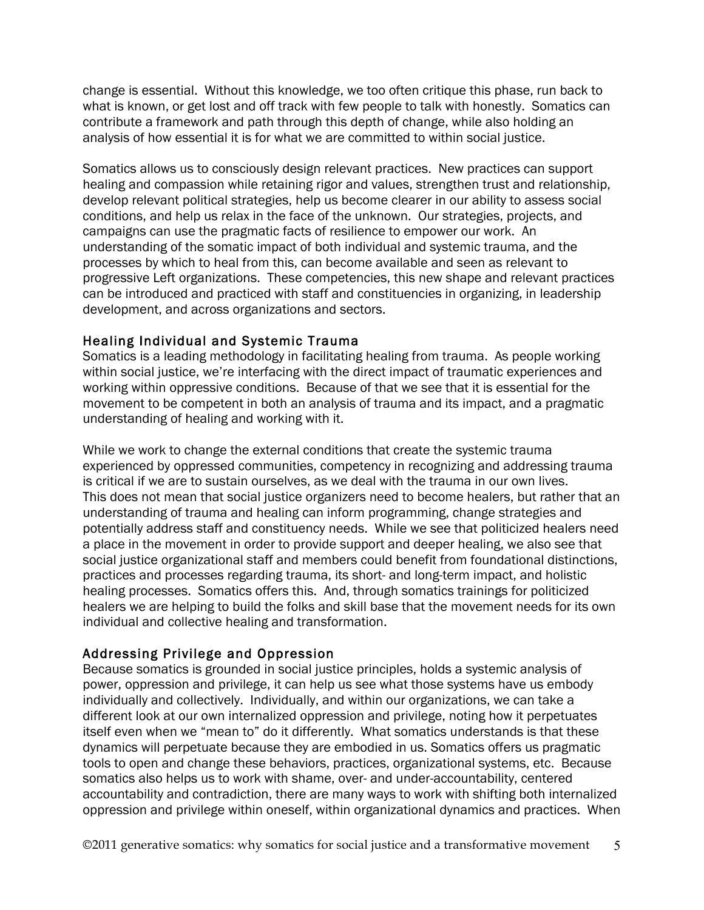change is essential. Without this knowledge, we too often critique this phase, run back to what is known, or get lost and off track with few people to talk with honestly. Somatics can contribute a framework and path through this depth of change, while also holding an analysis of how essential it is for what we are committed to within social justice.

Somatics allows us to consciously design relevant practices. New practices can support healing and compassion while retaining rigor and values, strengthen trust and relationship, develop relevant political strategies, help us become clearer in our ability to assess social conditions, and help us relax in the face of the unknown. Our strategies, projects, and campaigns can use the pragmatic facts of resilience to empower our work. An understanding of the somatic impact of both individual and systemic trauma, and the processes by which to heal from this, can become available and seen as relevant to progressive Left organizations. These competencies, this new shape and relevant practices can be introduced and practiced with staff and constituencies in organizing, in leadership development, and across organizations and sectors.

### Healing Individual and Systemic Trauma

Somatics is a leading methodology in facilitating healing from trauma. As people working within social justice, we're interfacing with the direct impact of traumatic experiences and working within oppressive conditions. Because of that we see that it is essential for the movement to be competent in both an analysis of trauma and its impact, and a pragmatic understanding of healing and working with it.

While we work to change the external conditions that create the systemic trauma experienced by oppressed communities, competency in recognizing and addressing trauma is critical if we are to sustain ourselves, as we deal with the trauma in our own lives. This does not mean that social justice organizers need to become healers, but rather that an understanding of trauma and healing can inform programming, change strategies and potentially address staff and constituency needs. While we see that politicized healers need a place in the movement in order to provide support and deeper healing, we also see that social justice organizational staff and members could benefit from foundational distinctions, practices and processes regarding trauma, its short- and long-term impact, and holistic healing processes. Somatics offers this. And, through somatics trainings for politicized healers we are helping to build the folks and skill base that the movement needs for its own individual and collective healing and transformation.

### Addressing Privilege and Oppression

Because somatics is grounded in social justice principles, holds a systemic analysis of power, oppression and privilege, it can help us see what those systems have us embody individually and collectively. Individually, and within our organizations, we can take a different look at our own internalized oppression and privilege, noting how it perpetuates itself even when we "mean to" do it differently. What somatics understands is that these dynamics will perpetuate because they are embodied in us. Somatics offers us pragmatic tools to open and change these behaviors, practices, organizational systems, etc. Because somatics also helps us to work with shame, over- and under-accountability, centered accountability and contradiction, there are many ways to work with shifting both internalized oppression and privilege within oneself, within organizational dynamics and practices. When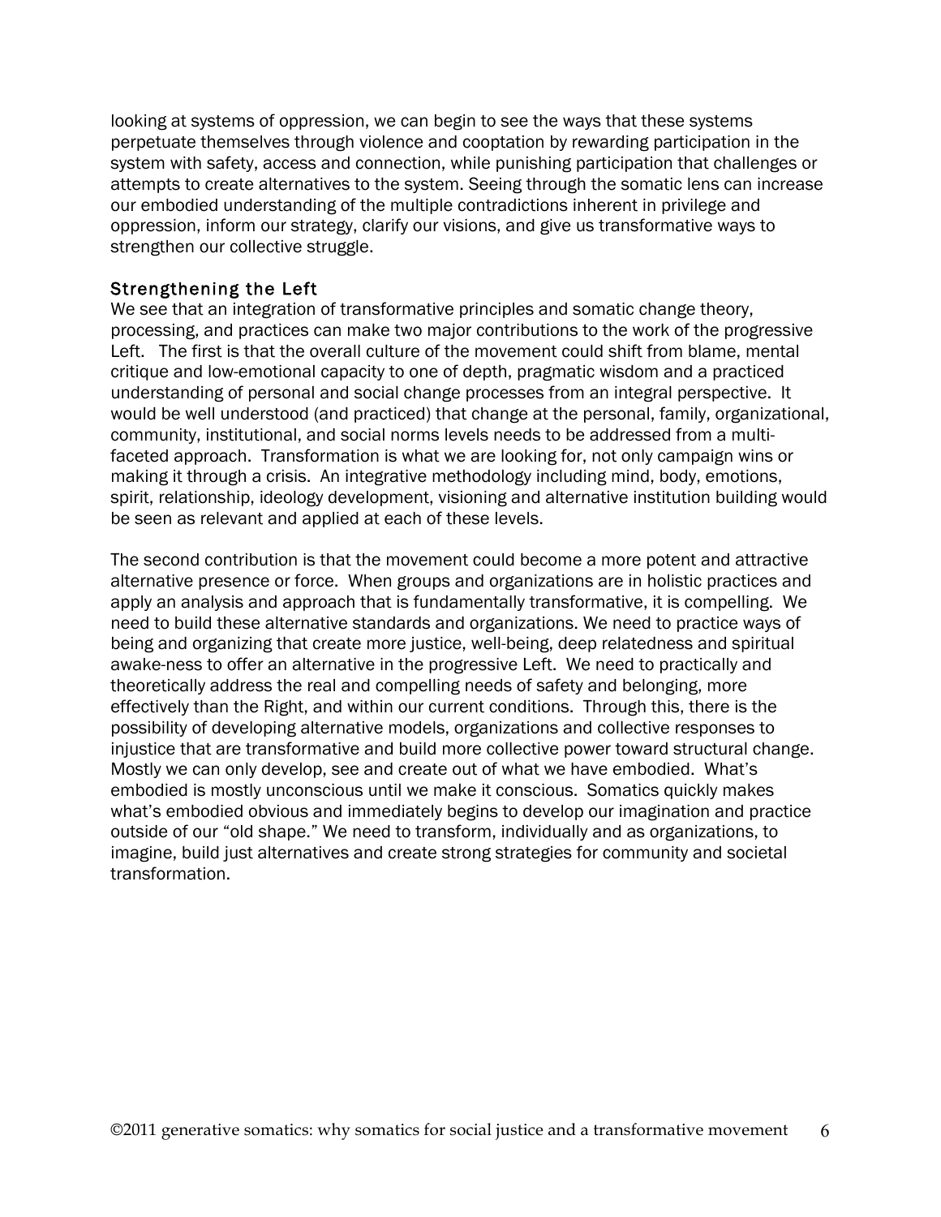looking at systems of oppression, we can begin to see the ways that these systems perpetuate themselves through violence and cooptation by rewarding participation in the system with safety, access and connection, while punishing participation that challenges or attempts to create alternatives to the system. Seeing through the somatic lens can increase our embodied understanding of the multiple contradictions inherent in privilege and oppression, inform our strategy, clarify our visions, and give us transformative ways to strengthen our collective struggle.

## Strengthening the Left

We see that an integration of transformative principles and somatic change theory, processing, and practices can make two major contributions to the work of the progressive Left. The first is that the overall culture of the movement could shift from blame, mental critique and low-emotional capacity to one of depth, pragmatic wisdom and a practiced understanding of personal and social change processes from an integral perspective. It would be well understood (and practiced) that change at the personal, family, organizational, community, institutional, and social norms levels needs to be addressed from a multi-faceted approach. Transformation is what we are looking for, not only campaign wins or making it through a crisis. An integrative methodology including mind, body, emotions, spirit, relationship, ideology development, visioning and alternative institution building would be seen as relevant and applied at each of these levels.

The second contribution is that the movement could become a more potent and attractive alternative presence or force. When groups and organizations are in holistic practices and apply an analysis and approach that is fundamentally transformative, it is compelling. We need to build these alternative standards and organizations. We need to practice ways of being and organizing that create more justice, well-being, deep relatedness and spiritual awake-ness to offer an alternative in the progressive Left. We need to practically and theoretically address the real and compelling needs of safety and belonging, more effectively than the Right, and within our current conditions. Through this, there is the possibility of developing alternative models, organizations and collective responses to injustice that are transformative and build more collective power toward structural change. Mostly we can only develop, see and create out of what we have embodied. What's embodied is mostly unconscious until we make it conscious. Somatics quickly makes what's embodied obvious and immediately begins to develop our imagination and practice outside of our "old shape." We need to transform, individually and as organizations, to imagine, build just alternatives and create strong strategies for community and societal transformation.